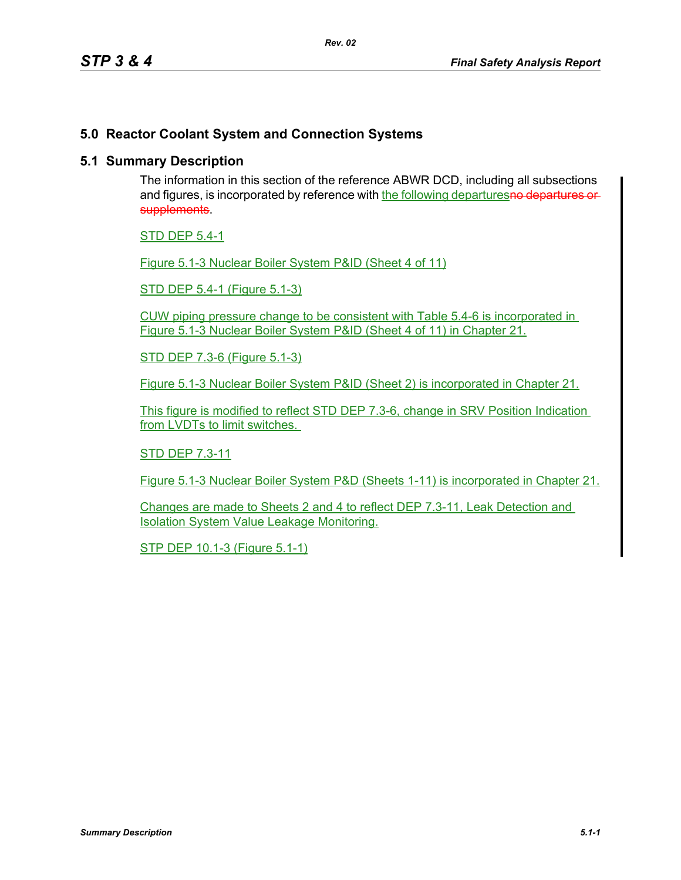# 5.0 Reactor Coolant System and Connection Systems

## 5.1 Summary Description

The information in this section of the reference ABWR DCD, including all subsections and figures, is incorporated by reference with the following departures~~no departures or supplements~~.

STD DEP 5.4-1

Figure 5.1-3 Nuclear Boiler System P&ID (Sheet 4 of 11)

STD DEP 5.4-1 (Figure 5.1-3)

CUW piping pressure change to be consistent with Table 5.4-6 is incorporated in Figure 5.1-3 Nuclear Boiler System P&ID (Sheet 4 of 11) in Chapter 21.

STD DEP 7.3-6 (Figure 5.1-3)

Figure 5.1-3 Nuclear Boiler System P&ID (Sheet 2) is incorporated in Chapter 21.

This figure is modified to reflect STD DEP 7.3-6, change in SRV Position Indication from LVDTs to limit switches.

STD DEP 7.3-11

Figure 5.1-3 Nuclear Boiler System P&D (Sheets 1-11) is incorporated in Chapter 21.

Changes are made to Sheets 2 and 4 to reflect DEP 7.3-11, Leak Detection and Isolation System Value Leakage Monitoring.

STP DEP 10.1-3 (Figure 5.1-1)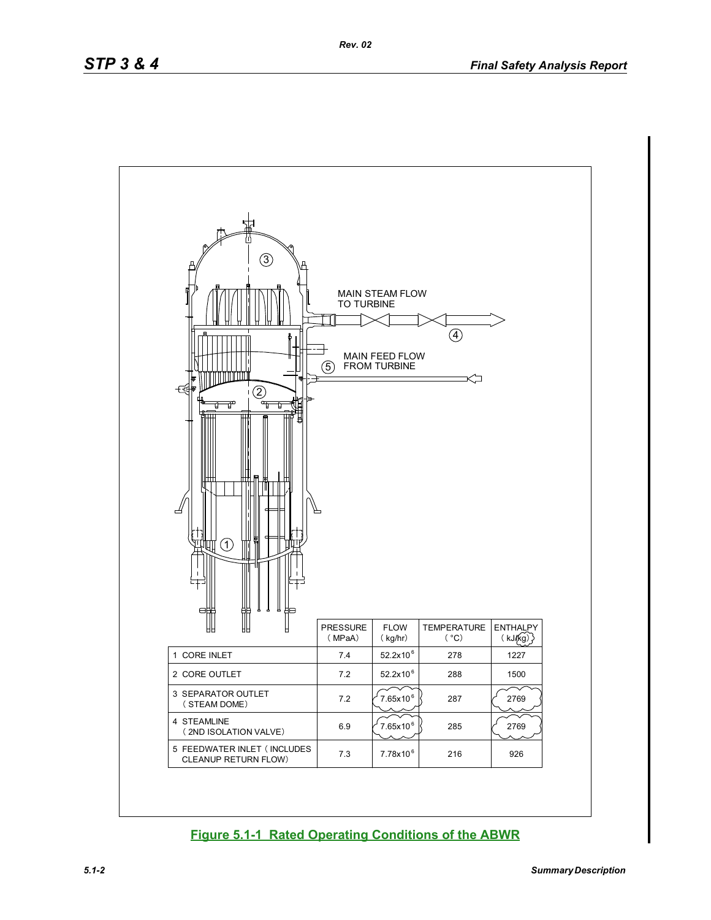MAIN STEAM FLOW TO TURBINE

MAIN FEED FLOW FROM TURBINE

| | PRESSURE (MPaA) | FLOW (kg/hr) | TEMPERATURE (°C) | ENTHALPY (kJ/kg) |
|---|---|---|---|---|
| 1 CORE INLET | 7.4 | $52.2 \times 10^6$ | 278 | 1227 |
| 2 CORE OUTLET | 7.2 | $52.2 \times 10^6$ | 288 | 1500 |
| 3 SEPARATOR OUTLET (STEAM DOME) | 7.2 | $7.65 \times 10^6$ | 287 | 2769 |
| 4 STEAMLINE (2ND ISOLATION VALVE) | 6.9 | $7.65 \times 10^6$ | 285 | 2769 |
| 5 FEEDWATER INLET (INCLUDES CLEANUP RETURN FLOW) | 7.3 | $7.78 \times 10^6$ | 216 | 926 |

**Figure 5.1-1 Rated Operating Conditions of the ABWR**